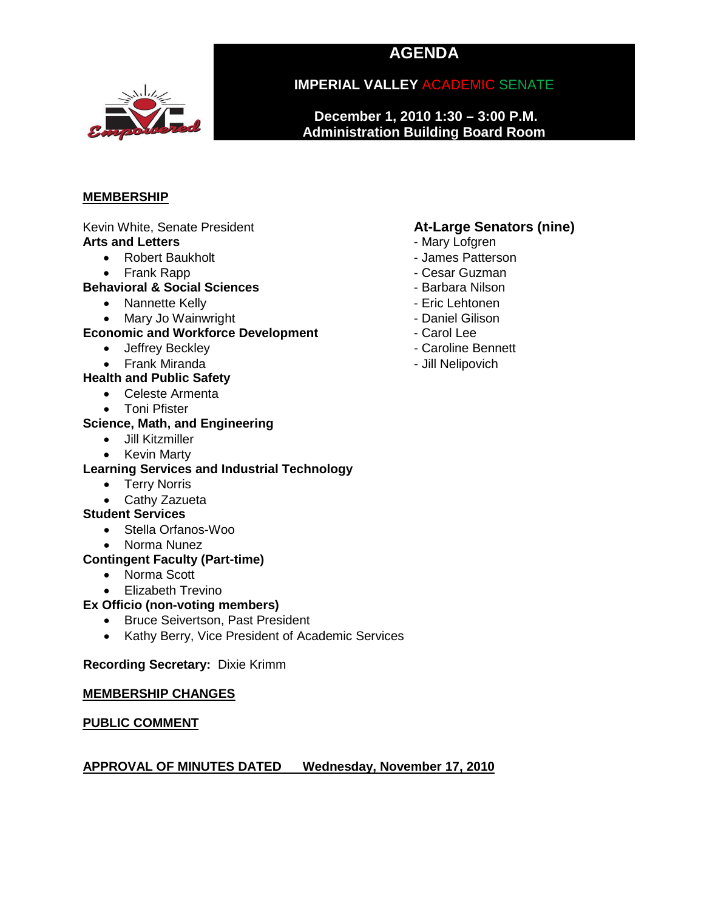# AGENDA

## IMPERIAL VALLEY ACADEMIC SENATE

**December 1, 2010 1:30 – 3:00 P.M.**
**Administration Building Board Room**

## MEMBERSHIP

Kevin White, Senate President

**Arts and Letters**

- Robert Baukholt
- Frank Rapp

**Behavioral & Social Sciences**

- Nannette Kelly
- Mary Jo Wainwright

**Economic and Workforce Development**

- Jeffrey Beckley
- Frank Miranda

**Health and Public Safety**

- Celeste Armenta
- Toni Pfister

**Science, Math, and Engineering**

- Jill Kitzmiller
- Kevin Marty

**Learning Services and Industrial Technology**

- Terry Norris
- Cathy Zazueta

**Student Services**

- Stella Orfanos-Woo
- Norma Nunez

**Contingent Faculty (Part-time)**

- Norma Scott
- Elizabeth Trevino

**Ex Officio (non-voting members)**

- Bruce Seivertson, Past President
- Kathy Berry, Vice President of Academic Services

**At-Large Senators (nine)**

- Mary Lofgren
- James Patterson
- Cesar Guzman
- Barbara Nilson
- Eric Lehtonen
- Daniel Gilison
- Carol Lee
- Caroline Bennett
- Jill Nelipovich

**Recording Secretary:** Dixie Krimm

## MEMBERSHIP CHANGES

## PUBLIC COMMENT

## APPROVAL OF MINUTES DATED Wednesday, November 17, 2010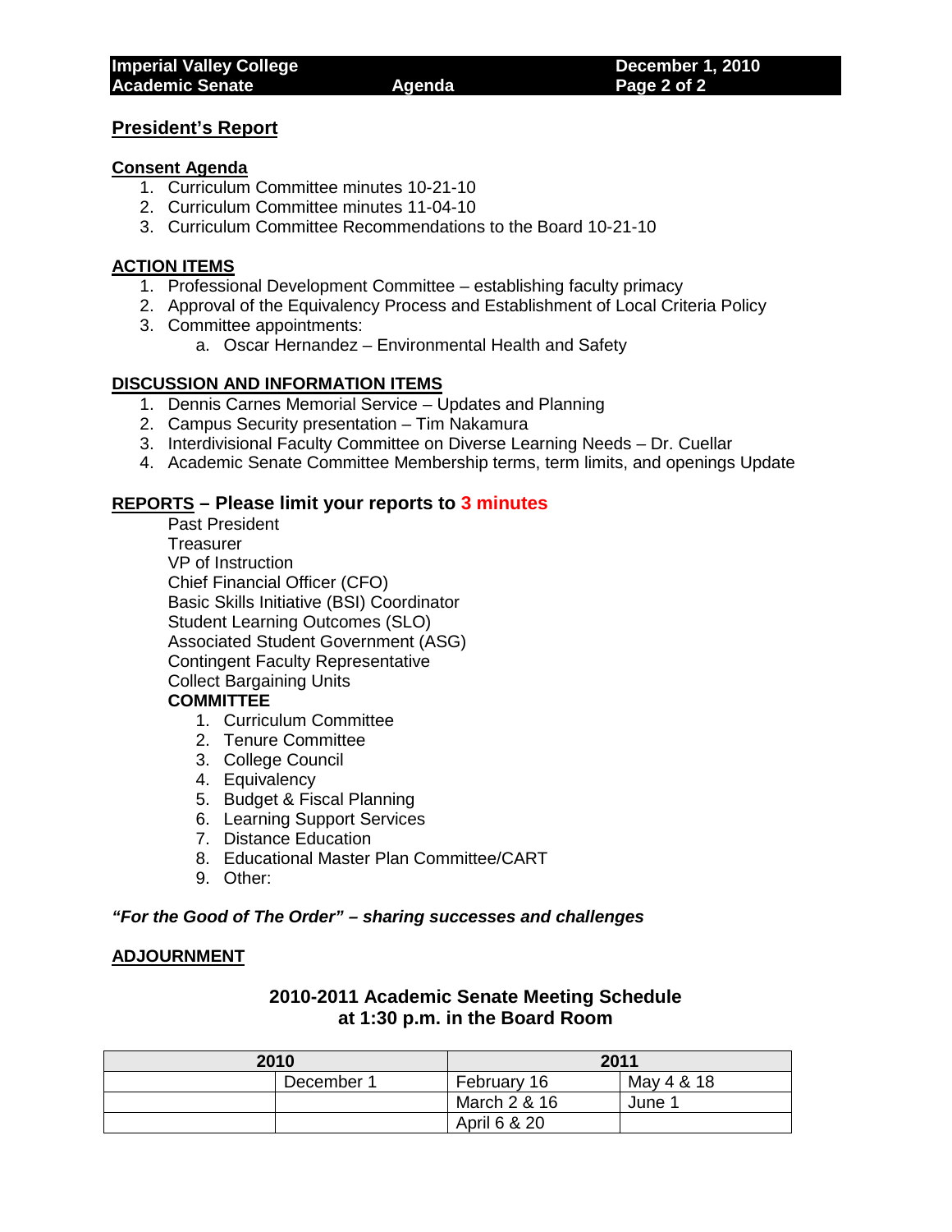## President's Report

### Consent Agenda

1. Curriculum Committee minutes 10-21-10
2. Curriculum Committee minutes 11-04-10
3. Curriculum Committee Recommendations to the Board 10-21-10

### ACTION ITEMS

1. Professional Development Committee – establishing faculty primacy
2. Approval of the Equivalency Process and Establishment of Local Criteria Policy
3. Committee appointments:
   a. Oscar Hernandez – Environmental Health and Safety

### DISCUSSION AND INFORMATION ITEMS

1. Dennis Carnes Memorial Service – Updates and Planning
2. Campus Security presentation – Tim Nakamura
3. Interdivisional Faculty Committee on Diverse Learning Needs – Dr. Cuellar
4. Academic Senate Committee Membership terms, term limits, and openings Update

### REPORTS – Please limit your reports to 3 minutes

Past President
Treasurer
VP of Instruction
Chief Financial Officer (CFO)
Basic Skills Initiative (BSI) Coordinator
Student Learning Outcomes (SLO)
Associated Student Government (ASG)
Contingent Faculty Representative
Collect Bargaining Units

**COMMITTEE**

1. Curriculum Committee
2. Tenure Committee
3. College Council
4. Equivalency
5. Budget & Fiscal Planning
6. Learning Support Services
7. Distance Education
8. Educational Master Plan Committee/CART
9. Other:

***"For the Good of The Order" – sharing successes and challenges***

### ADJOURNMENT

**2010-2011 Academic Senate Meeting Schedule**
**at 1:30 p.m. in the Board Room**

| 2010 | | 2011 | |
|---|---|---|---|
| | December 1 | February 16 | May 4 & 18 |
| | | March 2 & 16 | June 1 |
| | | April 6 & 20 | |